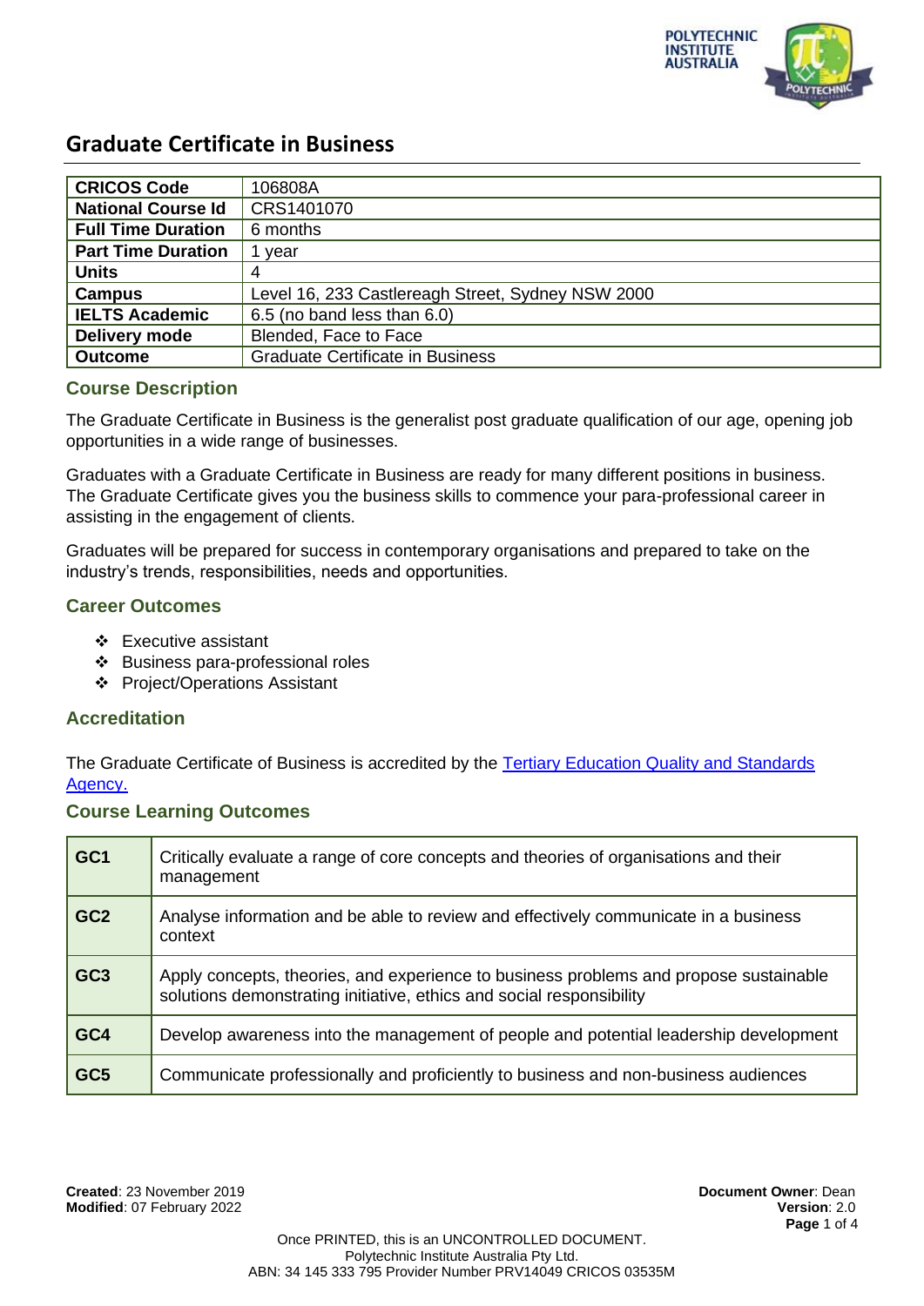# Graduate Certificate in Business

| | |
|---|---|
| **CRICOS Code** | 106808A |
| **National Course Id** | CRS1401070 |
| **Full Time Duration** | 6 months |
| **Part Time Duration** | 1 year |
| **Units** | 4 |
| **Campus** | Level 16, 233 Castlereagh Street, Sydney NSW 2000 |
| **IELTS Academic** | 6.5 (no band less than 6.0) |
| **Delivery mode** | Blended, Face to Face |
| **Outcome** | Graduate Certificate in Business |

## Course Description

The Graduate Certificate in Business is the generalist post graduate qualification of our age, opening job opportunities in a wide range of businesses.

Graduates with a Graduate Certificate in Business are ready for many different positions in business. The Graduate Certificate gives you the business skills to commence your para-professional career in assisting in the engagement of clients.

Graduates will be prepared for success in contemporary organisations and prepared to take on the industry's trends, responsibilities, needs and opportunities.

## Career Outcomes

- Executive assistant
- Business para-professional roles
- Project/Operations Assistant

## Accreditation

The Graduate Certificate of Business is accredited by the Tertiary Education Quality and Standards Agency.

## Course Learning Outcomes

| | |
|---|---|
| **GC1** | Critically evaluate a range of core concepts and theories of organisations and their management |
| **GC2** | Analyse information and be able to review and effectively communicate in a business context |
| **GC3** | Apply concepts, theories, and experience to business problems and propose sustainable solutions demonstrating initiative, ethics and social responsibility |
| **GC4** | Develop awareness into the management of people and potential leadership development |
| **GC5** | Communicate professionally and proficiently to business and non-business audiences |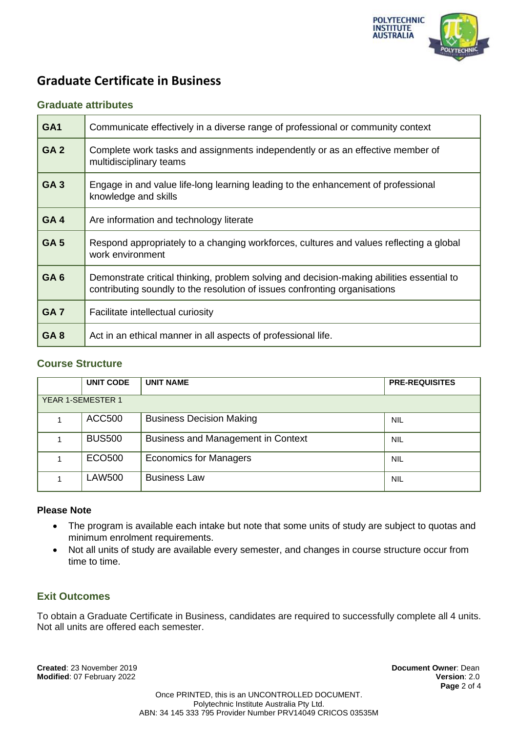# Graduate Certificate in Business

## Graduate attributes

| | |
|---|---|
| **GA1** | Communicate effectively in a diverse range of professional or community context |
| **GA 2** | Complete work tasks and assignments independently or as an effective member of multidisciplinary teams |
| **GA 3** | Engage in and value life-long learning leading to the enhancement of professional knowledge and skills |
| **GA 4** | Are information and technology literate |
| **GA 5** | Respond appropriately to a changing workforces, cultures and values reflecting a global work environment |
| **GA 6** | Demonstrate critical thinking, problem solving and decision-making abilities essential to contributing soundly to the resolution of issues confronting organisations |
| **GA 7** | Facilitate intellectual curiosity |
| **GA 8** | Act in an ethical manner in all aspects of professional life. |

## Course Structure

| | **UNIT CODE** | **UNIT NAME** | **PRE-REQUISITES** |
|---|---|---|---|
| YEAR 1-SEMESTER 1 | | | |
| 1 | ACC500 | Business Decision Making | NIL |
| 1 | BUS500 | Business and Management in Context | NIL |
| 1 | ECO500 | Economics for Managers | NIL |
| 1 | LAW500 | Business Law | NIL |

**Please Note**

- The program is available each intake but note that some units of study are subject to quotas and minimum enrolment requirements.
- Not all units of study are available every semester, and changes in course structure occur from time to time.

## Exit Outcomes

To obtain a Graduate Certificate in Business, candidates are required to successfully complete all 4 units. Not all units are offered each semester.

**Created**: 23 November 2019
**Modified**: 07 February 2022

**Document Owner**: Dean
**Version**: 2.0

Once PRINTED, this is an UNCONTROLLED DOCUMENT.
Polytechnic Institute Australia Pty Ltd.
ABN: 34 145 333 795 Provider Number PRV14049 CRICOS 03535M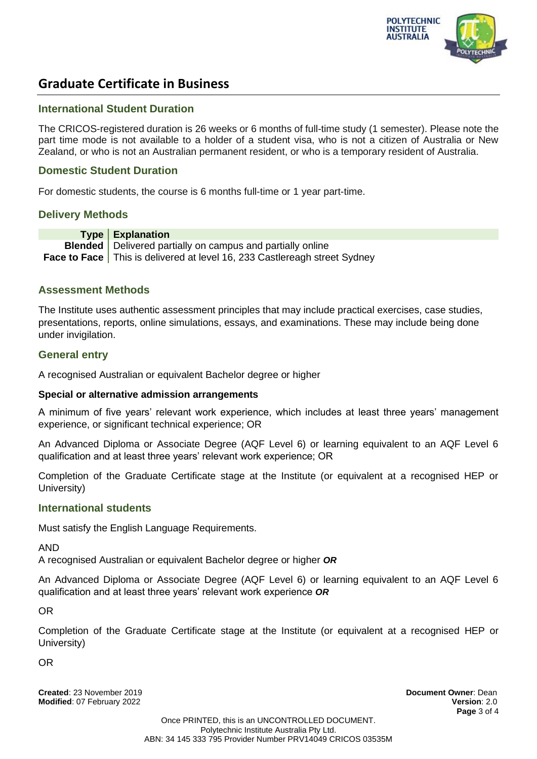# Graduate Certificate in Business

## International Student Duration

The CRICOS-registered duration is 26 weeks or 6 months of full-time study (1 semester). Please note the part time mode is not available to a holder of a student visa, who is not a citizen of Australia or New Zealand, or who is not an Australian permanent resident, or who is a temporary resident of Australia.

## Domestic Student Duration

For domestic students, the course is 6 months full-time or 1 year part-time.

## Delivery Methods

| Type | Explanation |
|---|---|
| **Blended** | Delivered partially on campus and partially online |
| **Face to Face** | This is delivered at level 16, 233 Castlereagh street Sydney |

## Assessment Methods

The Institute uses authentic assessment principles that may include practical exercises, case studies, presentations, reports, online simulations, essays, and examinations. These may include being done under invigilation.

## General entry

A recognised Australian or equivalent Bachelor degree or higher

**Special or alternative admission arrangements**

A minimum of five years' relevant work experience, which includes at least three years' management experience, or significant technical experience; OR

An Advanced Diploma or Associate Degree (AQF Level 6) or learning equivalent to an AQF Level 6 qualification and at least three years' relevant work experience; OR

Completion of the Graduate Certificate stage at the Institute (or equivalent at a recognised HEP or University)

## International students

Must satisfy the English Language Requirements.

AND
A recognised Australian or equivalent Bachelor degree or higher ***OR***

An Advanced Diploma or Associate Degree (AQF Level 6) or learning equivalent to an AQF Level 6 qualification and at least three years' relevant work experience ***OR***

OR

Completion of the Graduate Certificate stage at the Institute (or equivalent at a recognised HEP or University)

OR

**Created**: 23 November 2019
**Modified**: 07 February 2022

**Document Owner**: Dean
**Version**: 2.0

Once PRINTED, this is an UNCONTROLLED DOCUMENT.
Polytechnic Institute Australia Pty Ltd.
ABN: 34 145 333 795 Provider Number PRV14049 CRICOS 03535M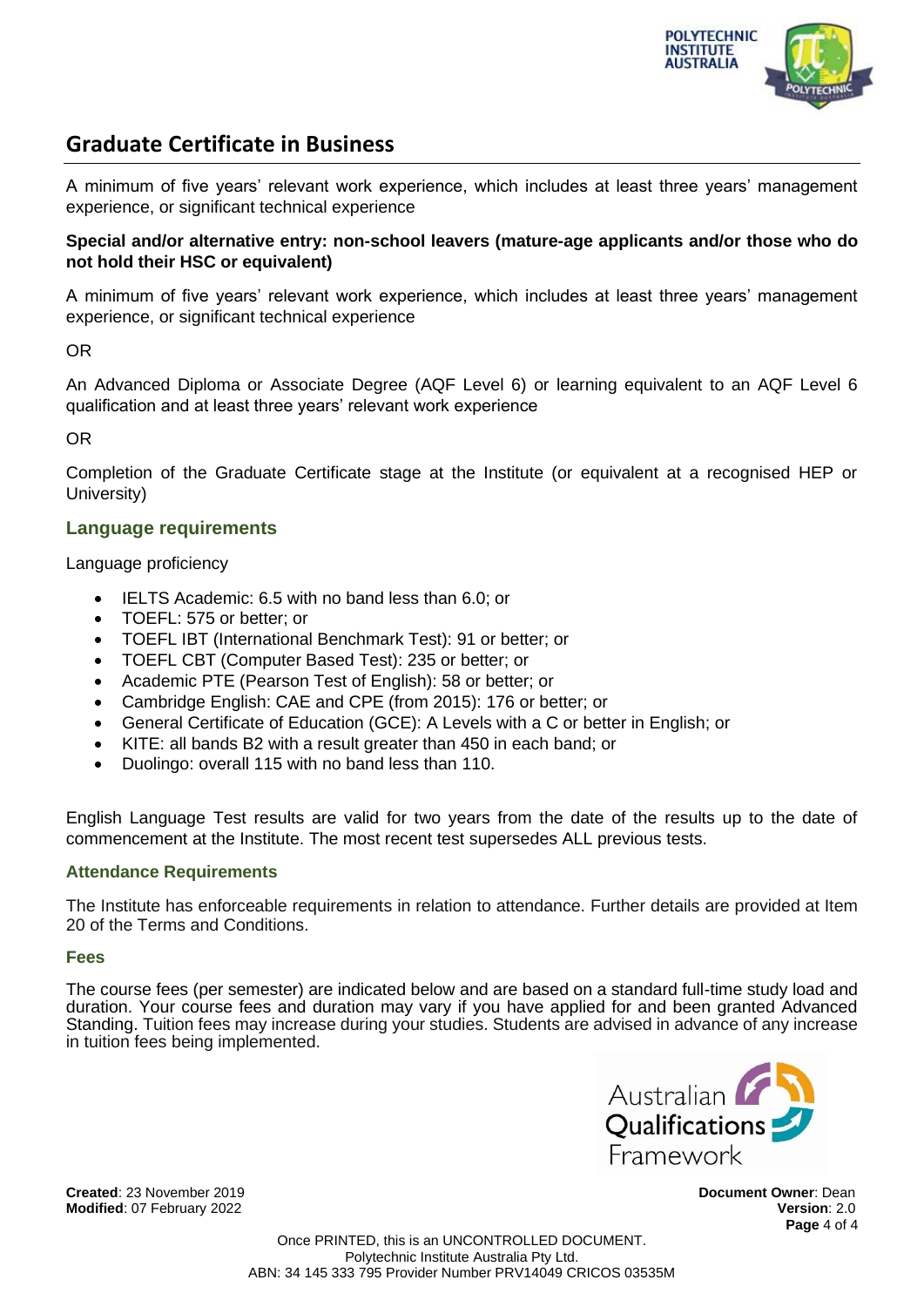## Graduate Certificate in Business

A minimum of five years' relevant work experience, which includes at least three years' management experience, or significant technical experience

**Special and/or alternative entry: non-school leavers (mature-age applicants and/or those who do not hold their HSC or equivalent)**

A minimum of five years' relevant work experience, which includes at least three years' management experience, or significant technical experience

OR

An Advanced Diploma or Associate Degree (AQF Level 6) or learning equivalent to an AQF Level 6 qualification and at least three years' relevant work experience

OR

Completion of the Graduate Certificate stage at the Institute (or equivalent at a recognised HEP or University)

### Language requirements

Language proficiency

- IELTS Academic: 6.5 with no band less than 6.0; or
- TOEFL: 575 or better; or
- TOEFL IBT (International Benchmark Test): 91 or better; or
- TOEFL CBT (Computer Based Test): 235 or better; or
- Academic PTE (Pearson Test of English): 58 or better; or
- Cambridge English: CAE and CPE (from 2015): 176 or better; or
- General Certificate of Education (GCE): A Levels with a C or better in English; or
- KITE: all bands B2 with a result greater than 450 in each band; or
- Duolingo: overall 115 with no band less than 110.

English Language Test results are valid for two years from the date of the results up to the date of commencement at the Institute. The most recent test supersedes ALL previous tests.

#### Attendance Requirements

The Institute has enforceable requirements in relation to attendance. Further details are provided at Item 20 of the Terms and Conditions.

#### Fees

The course fees (per semester) are indicated below and are based on a standard full-time study load and duration. Your course fees and duration may vary if you have applied for and been granted Advanced Standing. Tuition fees may increase during your studies. Students are advised in advance of any increase in tuition fees being implemented.

**Created**: 23 November 2019
**Modified**: 07 February 2022

**Document Owner**: Dean
**Version**: 2.0

Once PRINTED, this is an UNCONTROLLED DOCUMENT.
Polytechnic Institute Australia Pty Ltd.
ABN: 34 145 333 795 Provider Number PRV14049 CRICOS 03535M